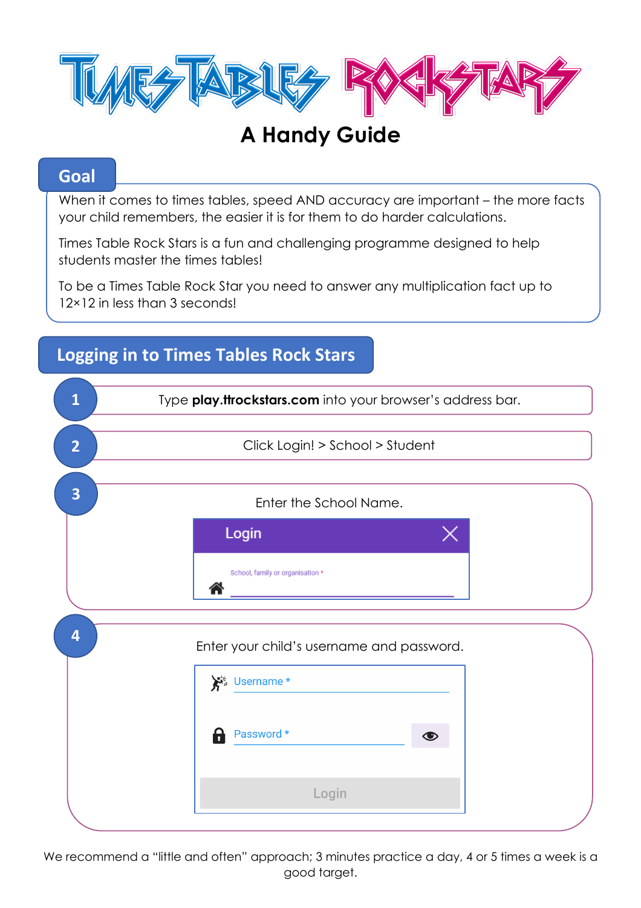# TIMES TABLES ROCKSTARS

## A Handy Guide

## Goal

When it comes to times tables, speed AND accuracy are important – the more facts your child remembers, the easier it is for them to do harder calculations.

Times Table Rock Stars is a fun and challenging programme designed to help students master the times tables!

To be a Times Table Rock Star you need to answer any multiplication fact up to 12×12 in less than 3 seconds!

## Logging in to Times Tables Rock Stars

1. Type **play.ttrockstars.com** into your browser's address bar.
2. Click Login! > School > Student
3. Enter the School Name.

   Login

   School, family or organisation *

4. Enter your child's username and password.

   Username *

   Password *

   Login

We recommend a "little and often" approach; 3 minutes practice a day, 4 or 5 times a week is a good target.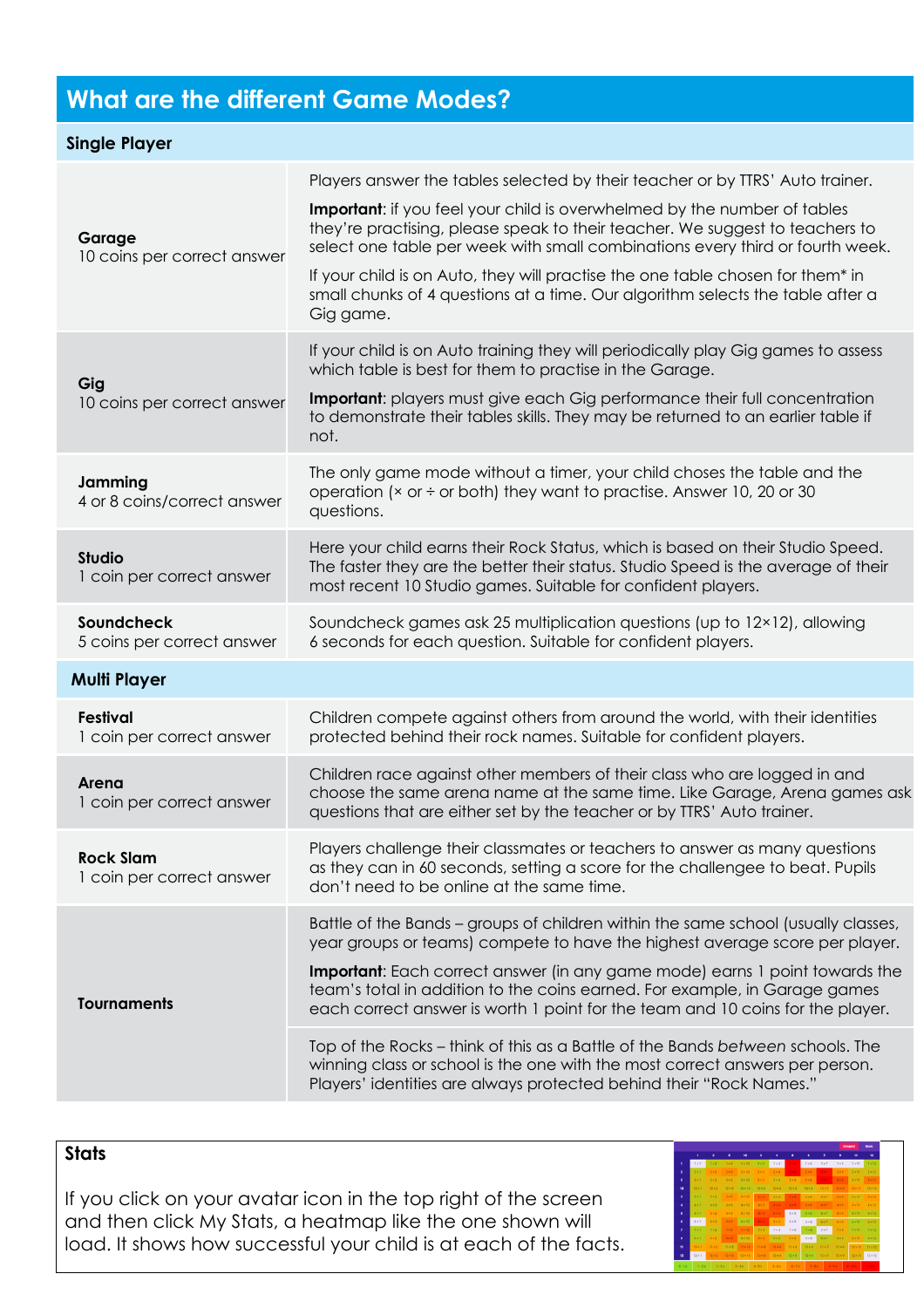## What are the different Game Modes?

| Single Player | |
|---|---|
| **Garage**<br>10 coins per correct answer | Players answer the tables selected by their teacher or by TTRS' Auto trainer.<br>**Important**: if you feel your child is overwhelmed by the number of tables they're practising, please speak to their teacher. We suggest to teachers to select one table per week with small combinations every third or fourth week.<br>If your child is on Auto, they will practise the one table chosen for them* in small chunks of 4 questions at a time. Our algorithm selects the table after a Gig game. |
| **Gig**<br>10 coins per correct answer | If your child is on Auto training they will periodically play Gig games to assess which table is best for them to practise in the Garage.<br>**Important**: players must give each Gig performance their full concentration to demonstrate their tables skills. They may be returned to an earlier table if not. |
| **Jamming**<br>4 or 8 coins/correct answer | The only game mode without a timer, your child choses the table and the operation (× or ÷ or both) they want to practise. Answer 10, 20 or 30 questions. |
| **Studio**<br>1 coin per correct answer | Here your child earns their Rock Status, which is based on their Studio Speed. The faster they are the better their status. Studio Speed is the average of their most recent 10 Studio games. Suitable for confident players. |
| **Soundcheck**<br>5 coins per correct answer | Soundcheck games ask 25 multiplication questions (up to 12×12), allowing 6 seconds for each question. Suitable for confident players. |
| **Multi Player** | |
| **Festival**<br>1 coin per correct answer | Children compete against others from around the world, with their identities protected behind their rock names. Suitable for confident players. |
| **Arena**<br>1 coin per correct answer | Children race against other members of their class who are logged in and choose the same arena name at the same time. Like Garage, Arena games ask questions that are either set by the teacher or by TTRS' Auto trainer. |
| **Rock Slam**<br>1 coin per correct answer | Players challenge their classmates or teachers to answer as many questions as they can in 60 seconds, setting a score for the challengee to beat. Pupils don't need to be online at the same time. |
| **Tournaments** | Battle of the Bands – groups of children within the same school (usually classes, year groups or teams) compete to have the highest average score per player.<br>**Important**: Each correct answer (in any game mode) earns 1 point towards the team's total in addition to the coins earned. For example, in Garage games each correct answer is worth 1 point for the team and 10 coins for the player. |
| | Top of the Rocks – think of this as a Battle of the Bands *between* schools. The winning class or school is the one with the most correct answers per person. Players' identities are always protected behind their "Rock Names." |

**Stats**

If you click on your avatar icon in the top right of the screen and then click My Stats, a heatmap like the one shown will load. It shows how successful your child is at each of the facts.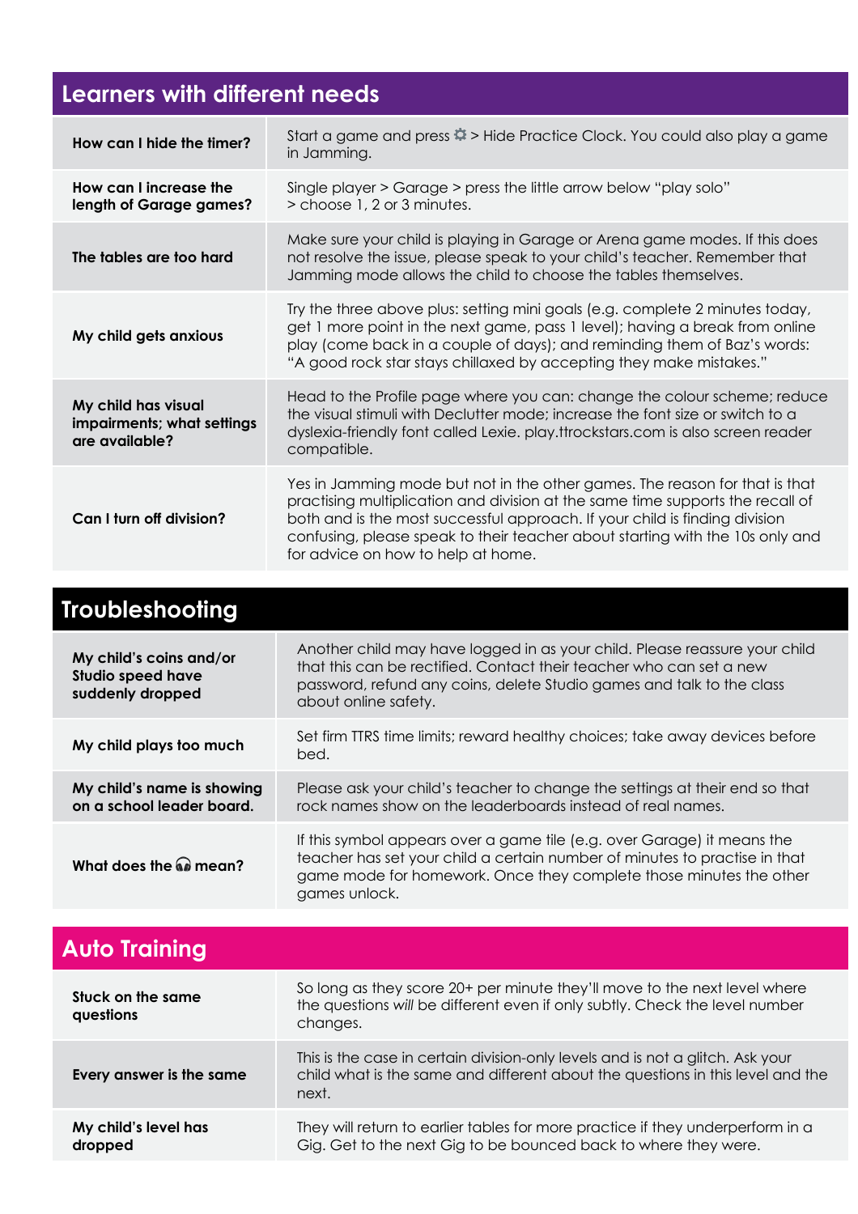## Learners with different needs

| | |
|---|---|
| **How can I hide the timer?** | Start a game and press ⚙ > Hide Practice Clock. You could also play a game in Jamming. |
| **How can I increase the length of Garage games?** | Single player > Garage > press the little arrow below "play solo" > choose 1, 2 or 3 minutes. |
| **The tables are too hard** | Make sure your child is playing in Garage or Arena game modes. If this does not resolve the issue, please speak to your child's teacher. Remember that Jamming mode allows the child to choose the tables themselves. |
| **My child gets anxious** | Try the three above plus: setting mini goals (e.g. complete 2 minutes today, get 1 more point in the next game, pass 1 level); having a break from online play (come back in a couple of days); and reminding them of Baz's words: "A good rock star stays chillaxed by accepting they make mistakes." |
| **My child has visual impairments; what settings are available?** | Head to the Profile page where you can: change the colour scheme; reduce the visual stimuli with Declutter mode; increase the font size or switch to a dyslexia-friendly font called Lexie. play.ttrockstars.com is also screen reader compatible. |
| **Can I turn off division?** | Yes in Jamming mode but not in the other games. The reason for that is that practising multiplication and division at the same time supports the recall of both and is the most successful approach. If your child is finding division confusing, please speak to their teacher about starting with the 10s only and for advice on how to help at home. |

## Troubleshooting

| | |
|---|---|
| **My child's coins and/or Studio speed have suddenly dropped** | Another child may have logged in as your child. Please reassure your child that this can be rectified. Contact their teacher who can set a new password, refund any coins, delete Studio games and talk to the class about online safety. |
| **My child plays too much** | Set firm TTRS time limits; reward healthy choices; take away devices before bed. |
| **My child's name is showing on a school leader board.** | Please ask your child's teacher to change the settings at their end so that rock names show on the leaderboards instead of real names. |
| **What does the 🎧 mean?** | If this symbol appears over a game tile (e.g. over Garage) it means the teacher has set your child a certain number of minutes to practise in that game mode for homework. Once they complete those minutes the other games unlock. |

## Auto Training

| | |
|---|---|
| **Stuck on the same questions** | So long as they score 20+ per minute they'll move to the next level where the questions *will* be different even if only subtly. Check the level number changes. |
| **Every answer is the same** | This is the case in certain division-only levels and is not a glitch. Ask your child what is the same and different about the questions in this level and the next. |
| **My child's level has dropped** | They will return to earlier tables for more practice if they underperform in a Gig. Get to the next Gig to be bounced back to where they were. |